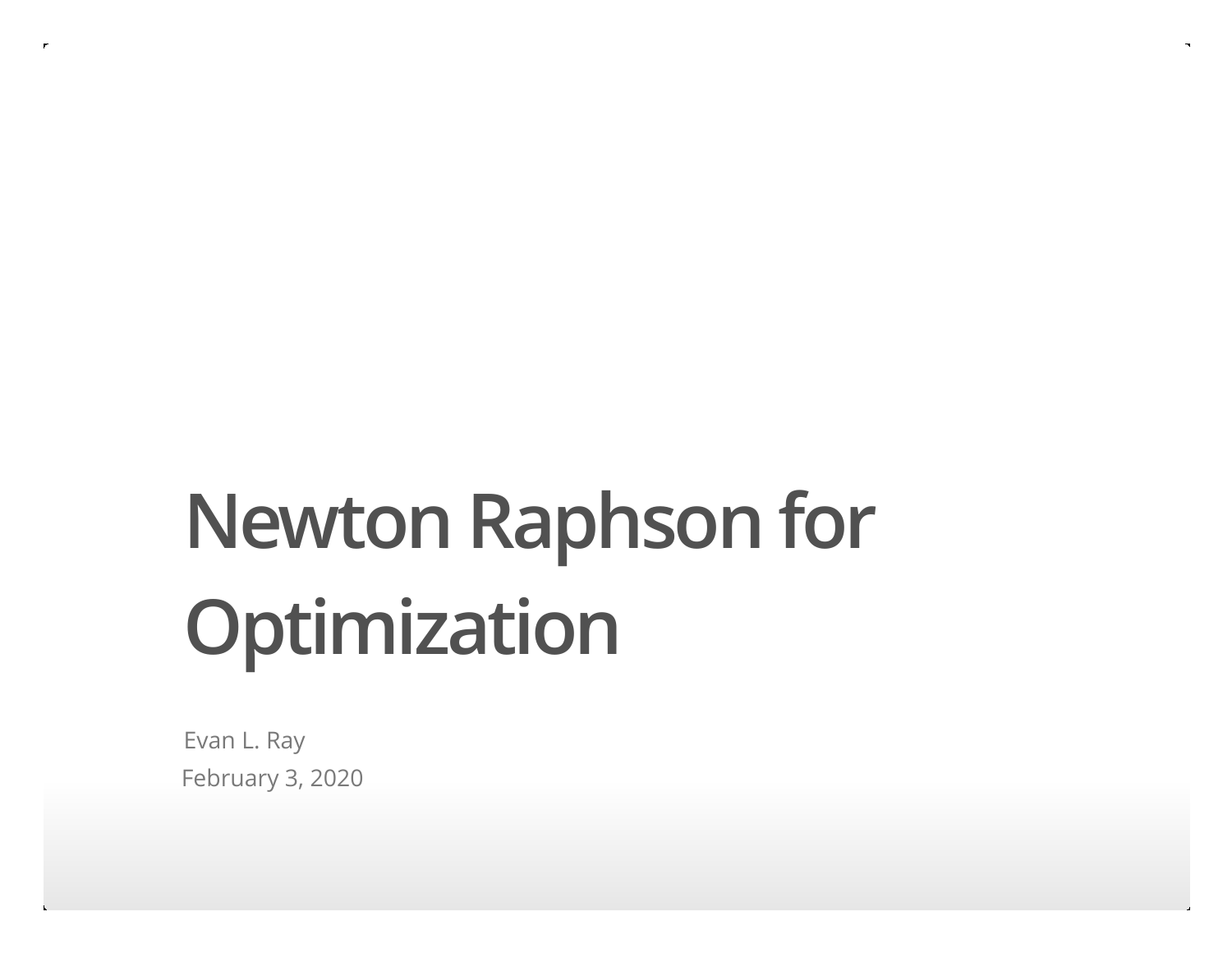# Newton Raphson for Optimization

Evan L. Ray

February 3, 2020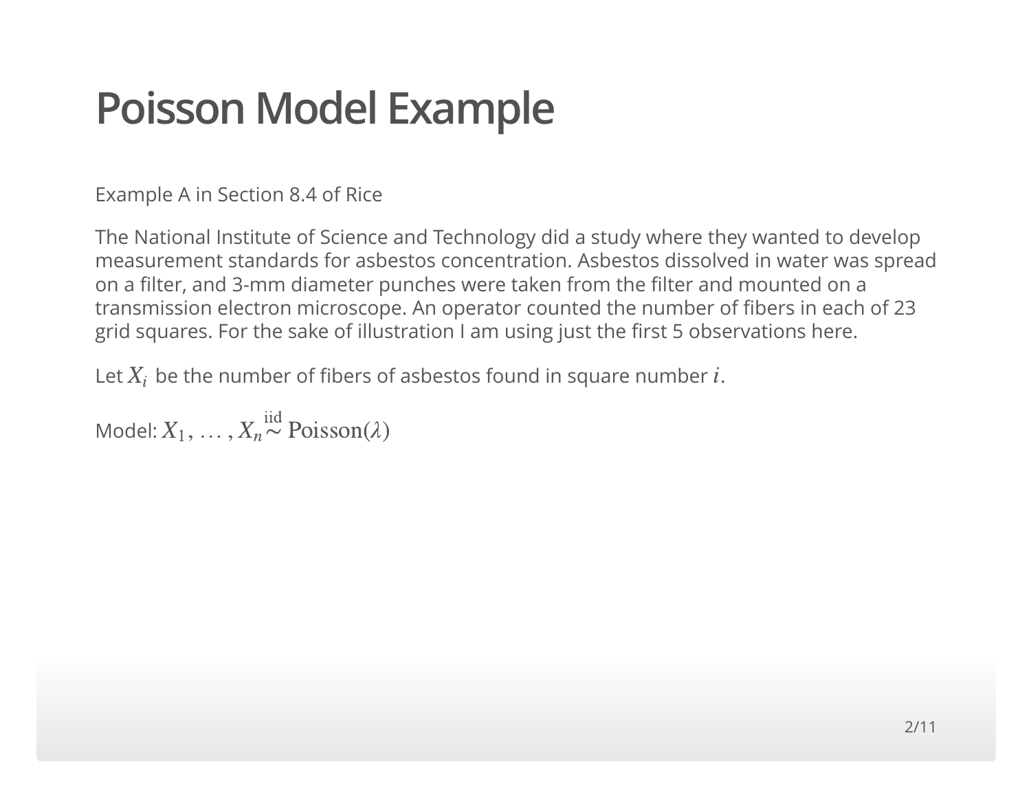# Poisson Model Example

Example A in Section 8.4 of Rice

The National Institute of Science and Technology did a study where they wanted to develop measurement standards for asbestos concentration. Asbestos dissolved in water was spread on a filter, and 3-mm diameter punches were taken from the filter and mounted on a transmission electron microscope. An operator counted the number of fibers in each of 23 grid squares. For the sake of illustration I am using just the first 5 observations here.

Let $X_i$ be the number of fibers of asbestos found in square number $i$.

Model: $X_1, \ldots, X_n \overset{\text{iid}}{\sim} \text{Poisson}(\lambda)$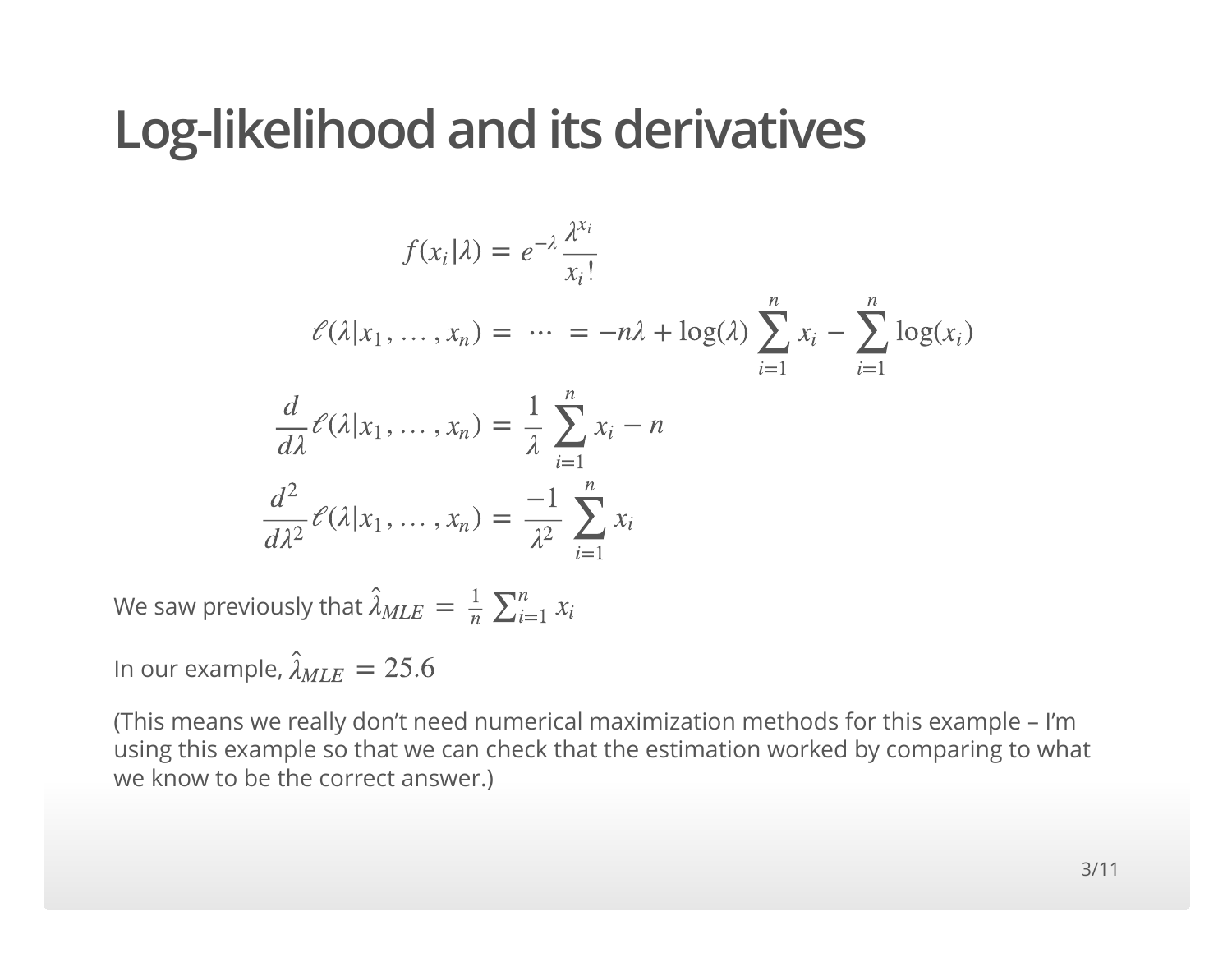# Log-likelihood and its derivatives

$$f(x_i|\lambda) = e^{-\lambda} \frac{\lambda^{x_i}}{x_i!}$$

$$\ell(\lambda|x_1, \dots, x_n) = \cdots = -n\lambda + \log(\lambda) \sum_{i=1}^{n} x_i - \sum_{i=1}^{n} \log(x_i)$$

$$\frac{d}{d\lambda}\ell(\lambda|x_1, \dots, x_n) = \frac{1}{\lambda} \sum_{i=1}^{n} x_i - n$$

$$\frac{d^2}{d\lambda^2}\ell(\lambda|x_1, \dots, x_n) = \frac{-1}{\lambda^2} \sum_{i=1}^{n} x_i$$

We saw previously that $\hat{\lambda}_{MLE} = \frac{1}{n} \sum_{i=1}^{n} x_i$

In our example, $\hat{\lambda}_{MLE} = 25.6$

(This means we really don't need numerical maximization methods for this example – I'm using this example so that we can check that the estimation worked by comparing to what we know to be the correct answer.)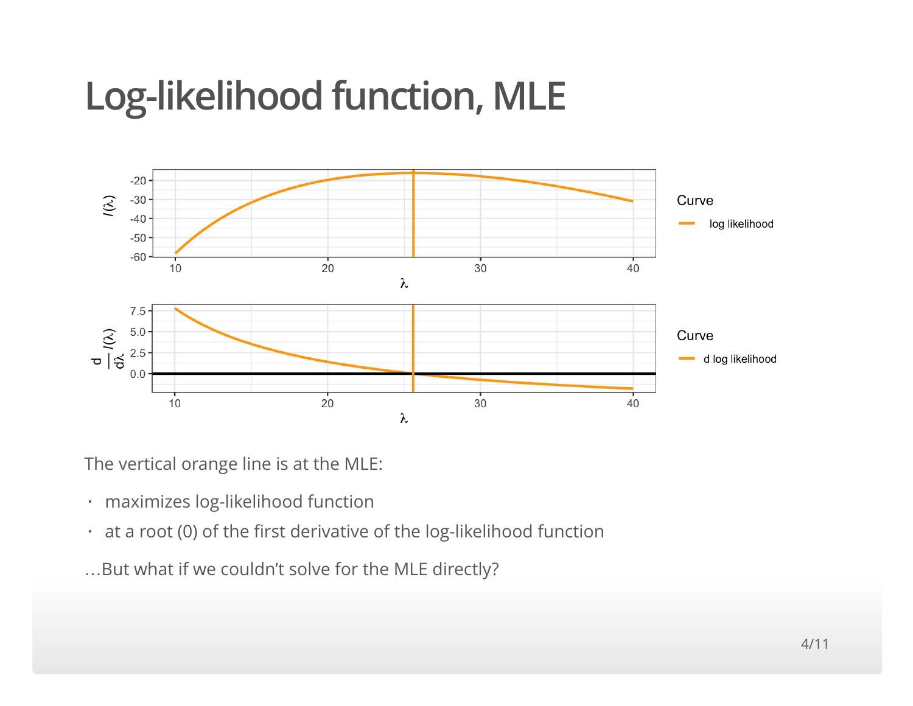# Log-likelihood function, MLE

The vertical orange line is at the MLE:

- maximizes log-likelihood function
- at a root (0) of the first derivative of the log-likelihood function

…But what if we couldn't solve for the MLE directly?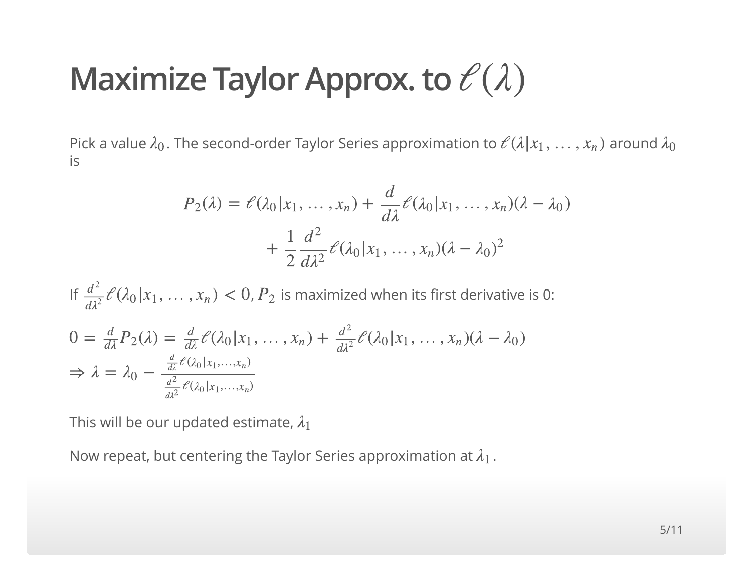# Maximize Taylor Approx. to $\ell(\lambda)$

Pick a value $\lambda_0$. The second-order Taylor Series approximation to $\ell(\lambda | x_1, \ldots, x_n)$ around $\lambda_0$ is

$$
\begin{aligned}
P_2(\lambda) = \ell(\lambda_0 | x_1, \ldots, x_n) + \frac{d}{d\lambda}\ell(\lambda_0 | x_1, \ldots, x_n)(\lambda - \lambda_0) \\
+ \frac{1}{2}\frac{d^2}{d\lambda^2}\ell(\lambda_0 | x_1, \ldots, x_n)(\lambda - \lambda_0)^2
\end{aligned}
$$

If $\frac{d^2}{d\lambda^2}\ell(\lambda_0 | x_1, \ldots, x_n) < 0$, $P_2$ is maximized when its first derivative is 0:

$$
\begin{aligned}
&0 = \frac{d}{d\lambda}P_2(\lambda) = \frac{d}{d\lambda}\ell(\lambda_0 | x_1, \ldots, x_n) + \frac{d^2}{d\lambda^2}\ell(\lambda_0 | x_1, \ldots, x_n)(\lambda - \lambda_0) \\
&\Rightarrow \lambda = \lambda_0 - \frac{\frac{d}{d\lambda}\ell(\lambda_0 | x_1, \ldots, x_n)}{\frac{d^2}{d\lambda^2}\ell(\lambda_0 | x_1, \ldots, x_n)}
\end{aligned}
$$

This will be our updated estimate, $\lambda_1$

Now repeat, but centering the Taylor Series approximation at $\lambda_1$.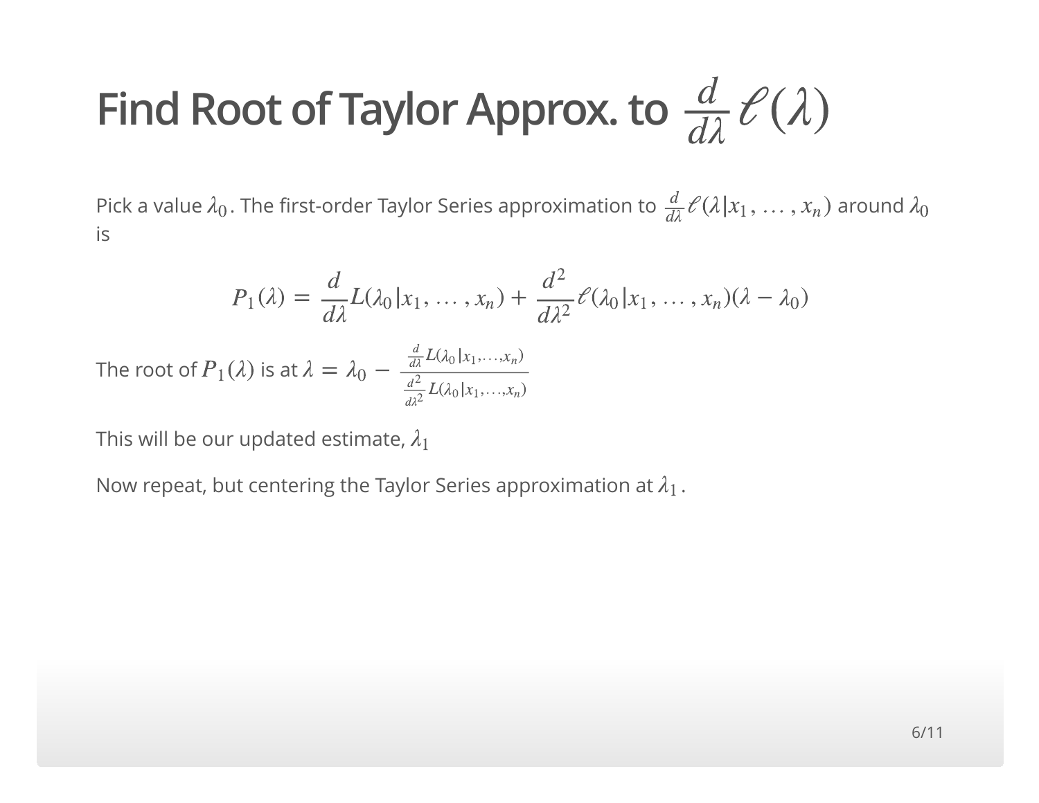# Find Root of Taylor Approx. to $\frac{d}{d\lambda}\ell(\lambda)$

Pick a value $\lambda_0$. The first-order Taylor Series approximation to $\frac{d}{d\lambda}\ell(\lambda|x_1, \dots, x_n)$ around $\lambda_0$ is

$$P_1(\lambda) = \frac{d}{d\lambda}L(\lambda_0|x_1, \dots, x_n) + \frac{d^2}{d\lambda^2}\ell(\lambda_0|x_1, \dots, x_n)(\lambda - \lambda_0)$$

The root of $P_1(\lambda)$ is at $\lambda = \lambda_0 - \frac{\frac{d}{d\lambda}L(\lambda_0|x_1,\dots,x_n)}{\frac{d^2}{d\lambda^2}L(\lambda_0|x_1,\dots,x_n)}$

This will be our updated estimate, $\lambda_1$

Now repeat, but centering the Taylor Series approximation at $\lambda_1$.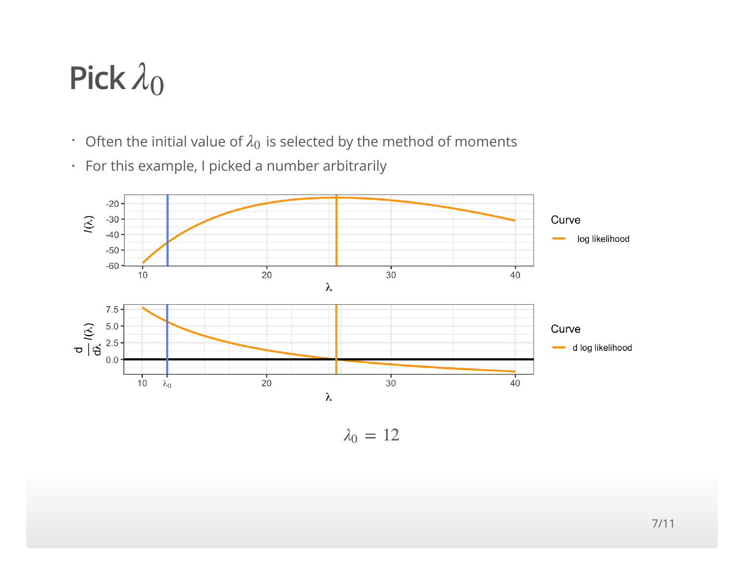# Pick $\lambda_0$

- Often the initial value of $\lambda_0$ is selected by the method of moments
- For this example, I picked a number arbitrarily

$$\lambda_0 = 12$$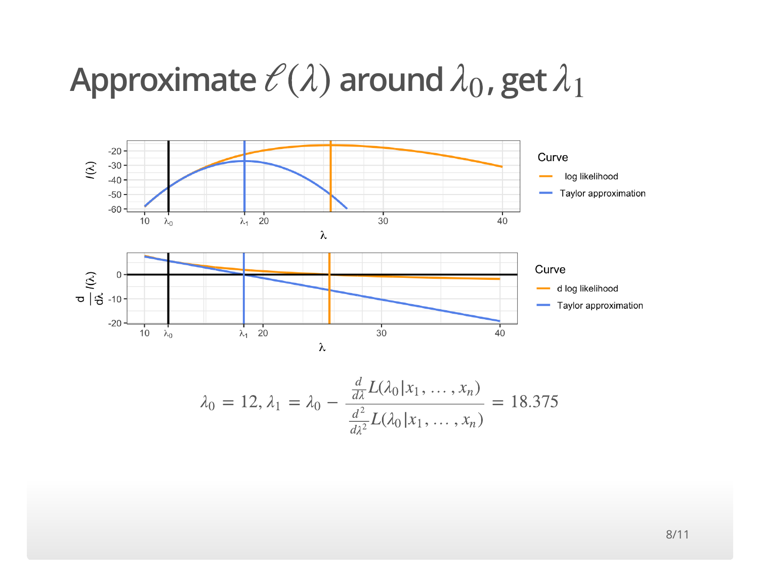# Approximate $\ell(\lambda)$ around $\lambda_0$, get $\lambda_1$

$$\lambda_0 = 12, \lambda_1 = \lambda_0 - \frac{\frac{d}{d\lambda} L(\lambda_0 | x_1, \ldots, x_n)}{\frac{d^2}{d\lambda^2} L(\lambda_0 | x_1, \ldots, x_n)} = 18.375$$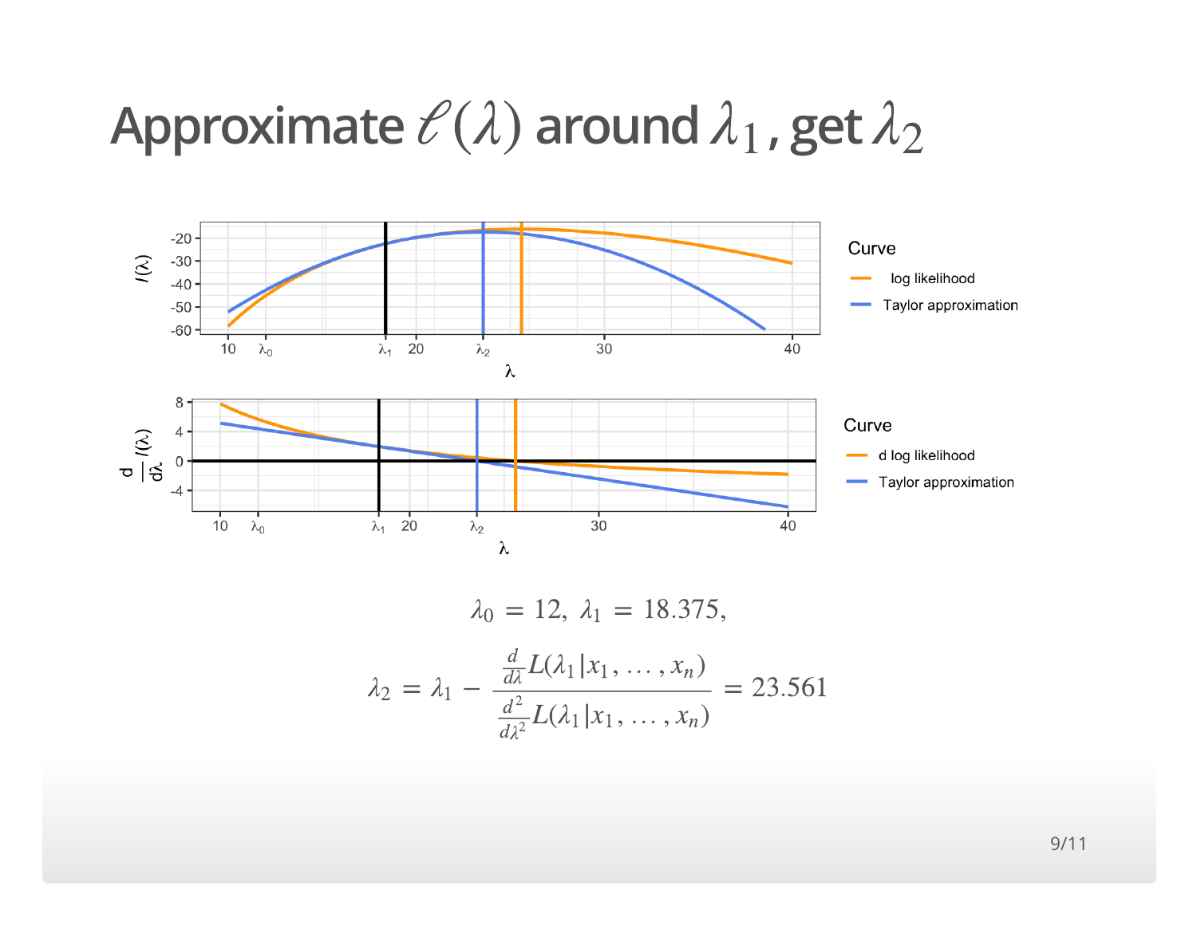# Approximate $\ell(\lambda)$ around $\lambda_1$, get $\lambda_2$

$$\lambda_0 = 12, \ \lambda_1 = 18.375,$$

$$\lambda_2 = \lambda_1 - \frac{\frac{d}{d\lambda} L(\lambda_1 | x_1, \dots, x_n)}{\frac{d^2}{d\lambda^2} L(\lambda_1 | x_1, \dots, x_n)} = 23.561$$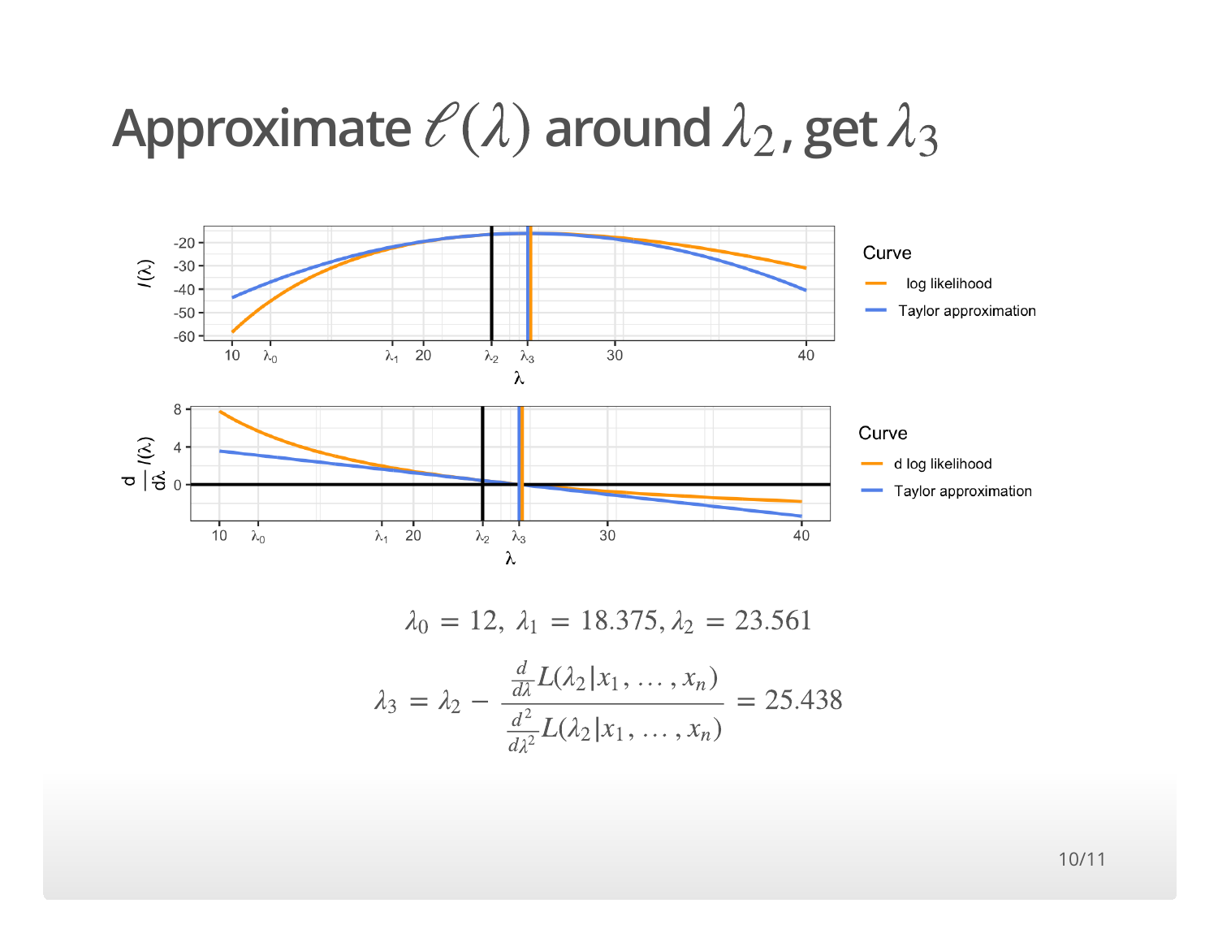# Approximate $\ell(\lambda)$ around $\lambda_2$, get $\lambda_3$

$$\lambda_0 = 12,\ \lambda_1 = 18.375, \lambda_2 = 23.561$$

$$\lambda_3 = \lambda_2 - \frac{\frac{d}{d\lambda}L(\lambda_2|x_1, \ldots, x_n)}{\frac{d^2}{d\lambda^2}L(\lambda_2|x_1, \ldots, x_n)} = 25.438$$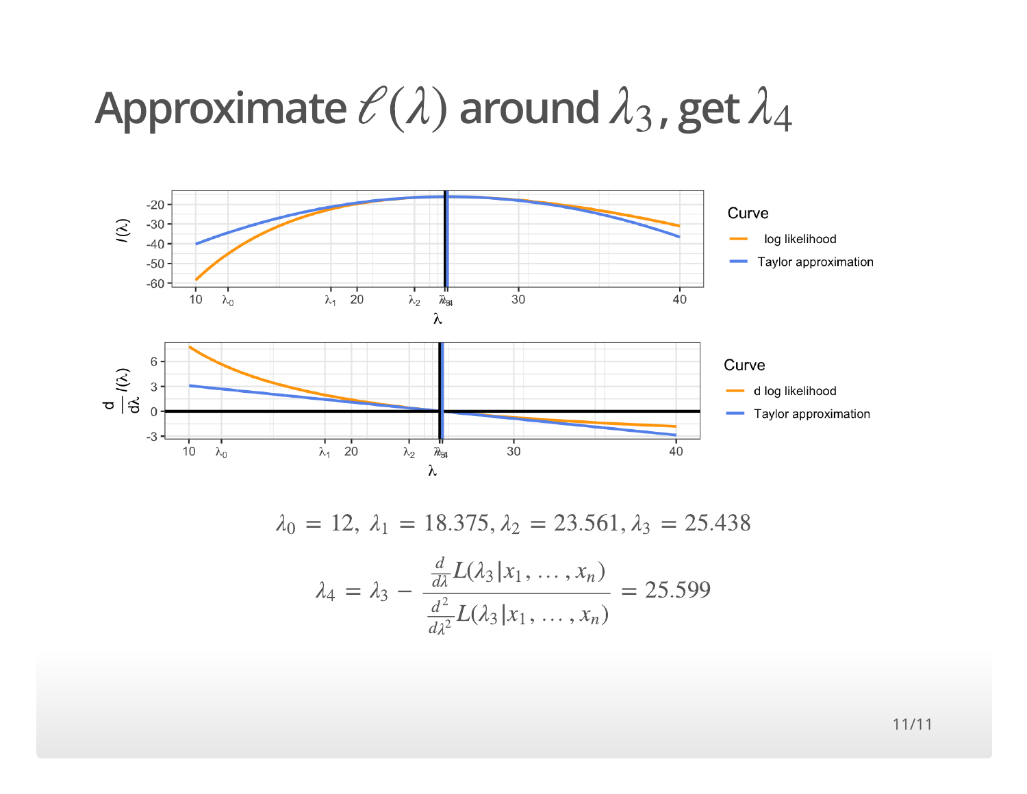# Approximate $\ell(\lambda)$ around $\lambda_3$, get $\lambda_4$

$l(\lambda)$

-20
-30
-40
-50
-60

10 $\lambda_0$ $\lambda_1$ 20 $\lambda_2$ $\lambda_3$ $\lambda_4$ 30 40

$\lambda$

Curve

log likelihood

Taylor approximation

$\frac{d}{d\lambda} l(\lambda)$

6
3
0
-3

10 $\lambda_0$ $\lambda_1$ 20 $\lambda_2$ $\lambda_3$ $\lambda_4$ 30 40

$\lambda$

Curve

d log likelihood

Taylor approximation

$$\lambda_0 = 12,\ \lambda_1 = 18.375, \lambda_2 = 23.561, \lambda_3 = 25.438$$

$$\lambda_4 = \lambda_3 - \frac{\frac{d}{d\lambda} L(\lambda_3 | x_1, \ldots, x_n)}{\frac{d^2}{d\lambda^2} L(\lambda_3 | x_1, \ldots, x_n)} = 25.599$$